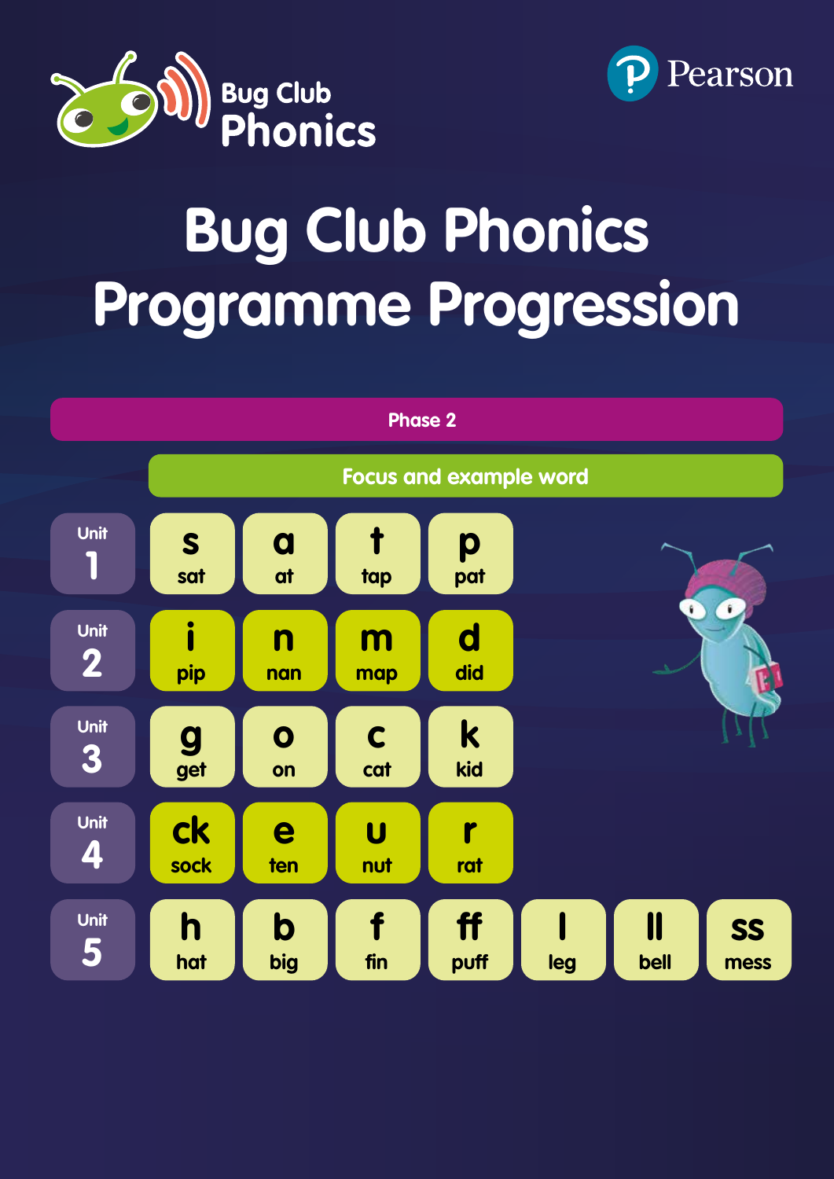Bug Club Phonics

Pearson

# Bug Club Phonics Programme Progression

## Phase 2

| | Focus and example word | | | | | | |
|---|---|---|---|---|---|---|---|
| Unit 1 | s sat | a at | t tap | p pat | | | |
| Unit 2 | i pip | n nan | m map | d did | | | |
| Unit 3 | g get | o on | c cat | k kid | | | |
| Unit 4 | ck sock | e ten | u nut | r rat | | | |
| Unit 5 | h hat | b big | f fin | ff puff | l leg | ll bell | ss mess |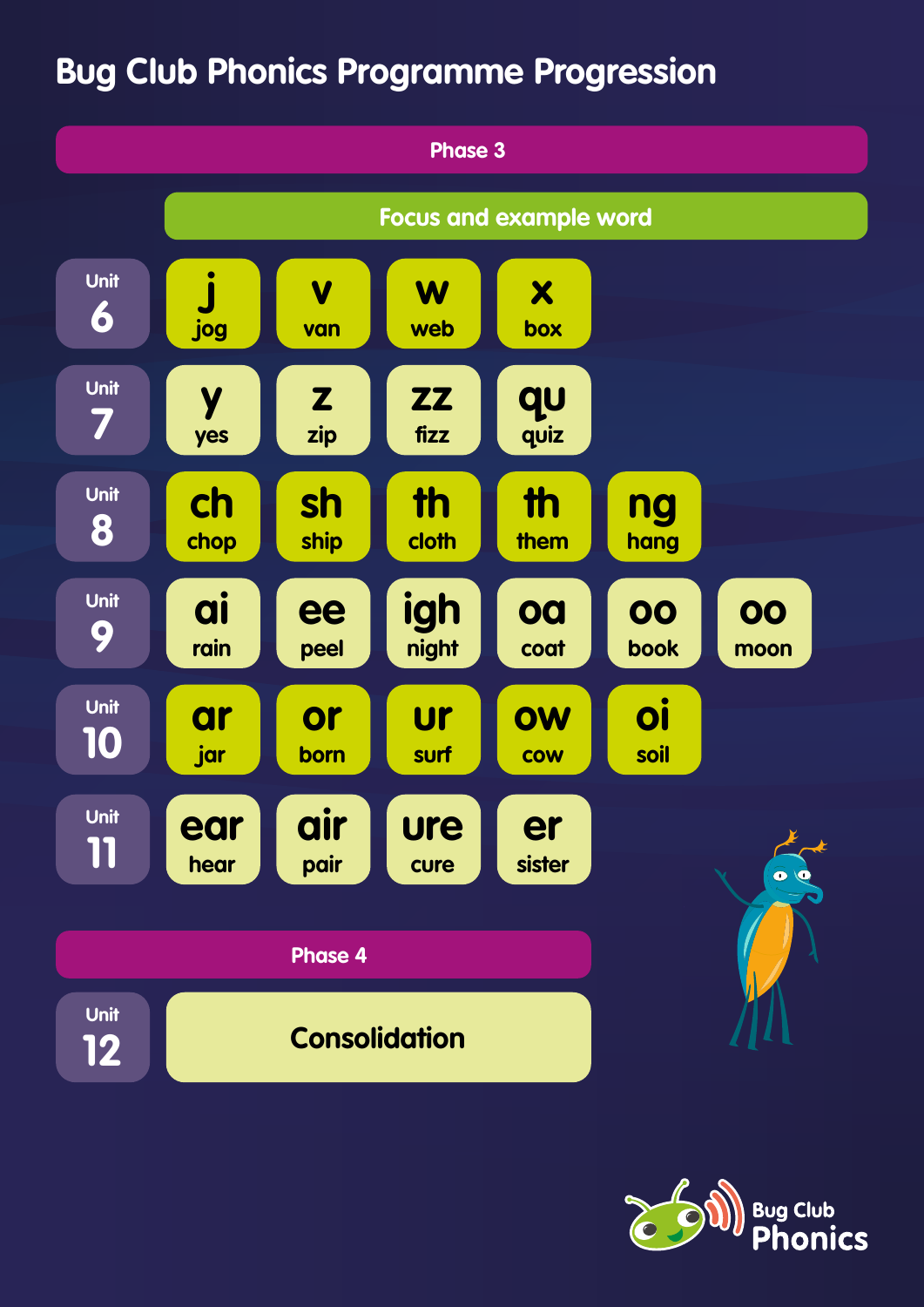# Bug Club Phonics Programme Progression

## Phase 3

**Focus and example word**

| Unit | | | | | | |
|---|---|---|---|---|---|---|
| Unit 6 | j<br>jog | v<br>van | w<br>web | x<br>box | | |
| Unit 7 | y<br>yes | z<br>zip | zz<br>fizz | qu<br>quiz | | |
| Unit 8 | ch<br>chop | sh<br>ship | th<br>cloth | th<br>them | ng<br>hang | |
| Unit 9 | ai<br>rain | ee<br>peel | igh<br>night | oa<br>coat | oo<br>book | oo<br>moon |
| Unit 10 | ar<br>jar | or<br>born | ur<br>surf | ow<br>cow | oi<br>soil | |
| Unit 11 | ear<br>hear | air<br>pair | ure<br>cure | er<br>sister | | |

## Phase 4

| Unit | |
|---|---|
| Unit 12 | Consolidation |

Bug Club Phonics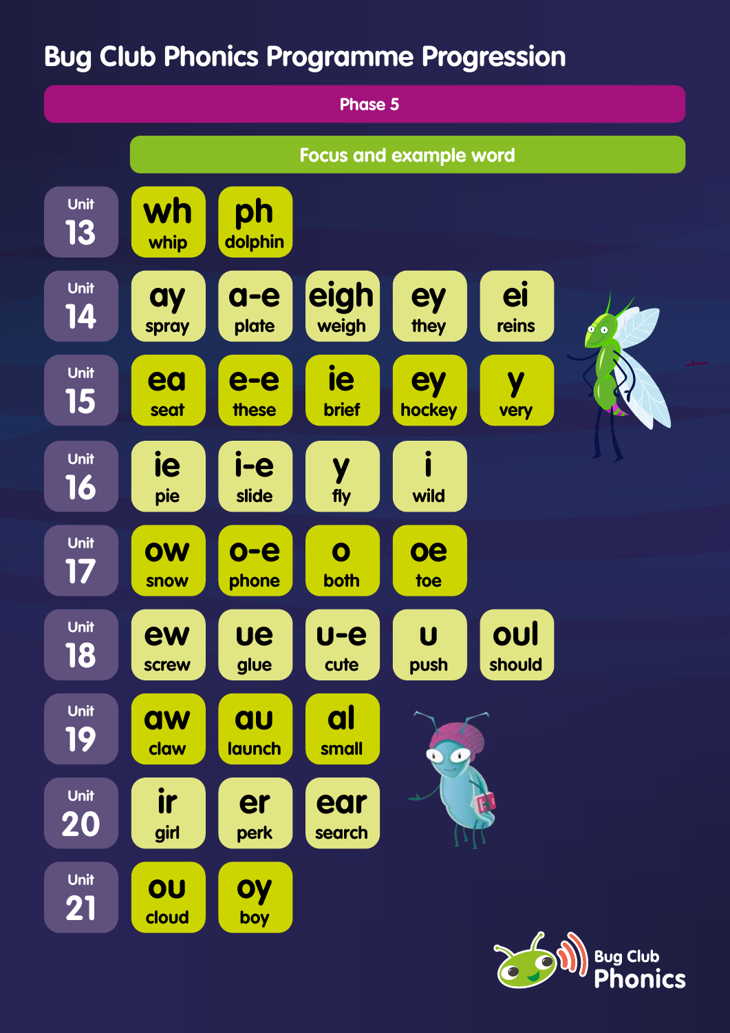# Bug Club Phonics Programme Progression

## Phase 5

| Unit | Focus and example word | | | | |
|---|---|---|---|---|---|
| Unit 13 | wh whip | ph dolphin | | | |
| Unit 14 | ay spray | a-e plate | eigh weigh | ey they | ei reins |
| Unit 15 | ea seat | e-e these | ie brief | ey hockey | y very |
| Unit 16 | ie pie | i-e slide | y fly | i wild | |
| Unit 17 | ow snow | o-e phone | o both | oe toe | |
| Unit 18 | ew screw | ue glue | u-e cute | u push | oul should |
| Unit 19 | aw claw | au launch | al small | | |
| Unit 20 | ir girl | er perk | ear search | | |
| Unit 21 | ou cloud | oy boy | | | |

Bug Club Phonics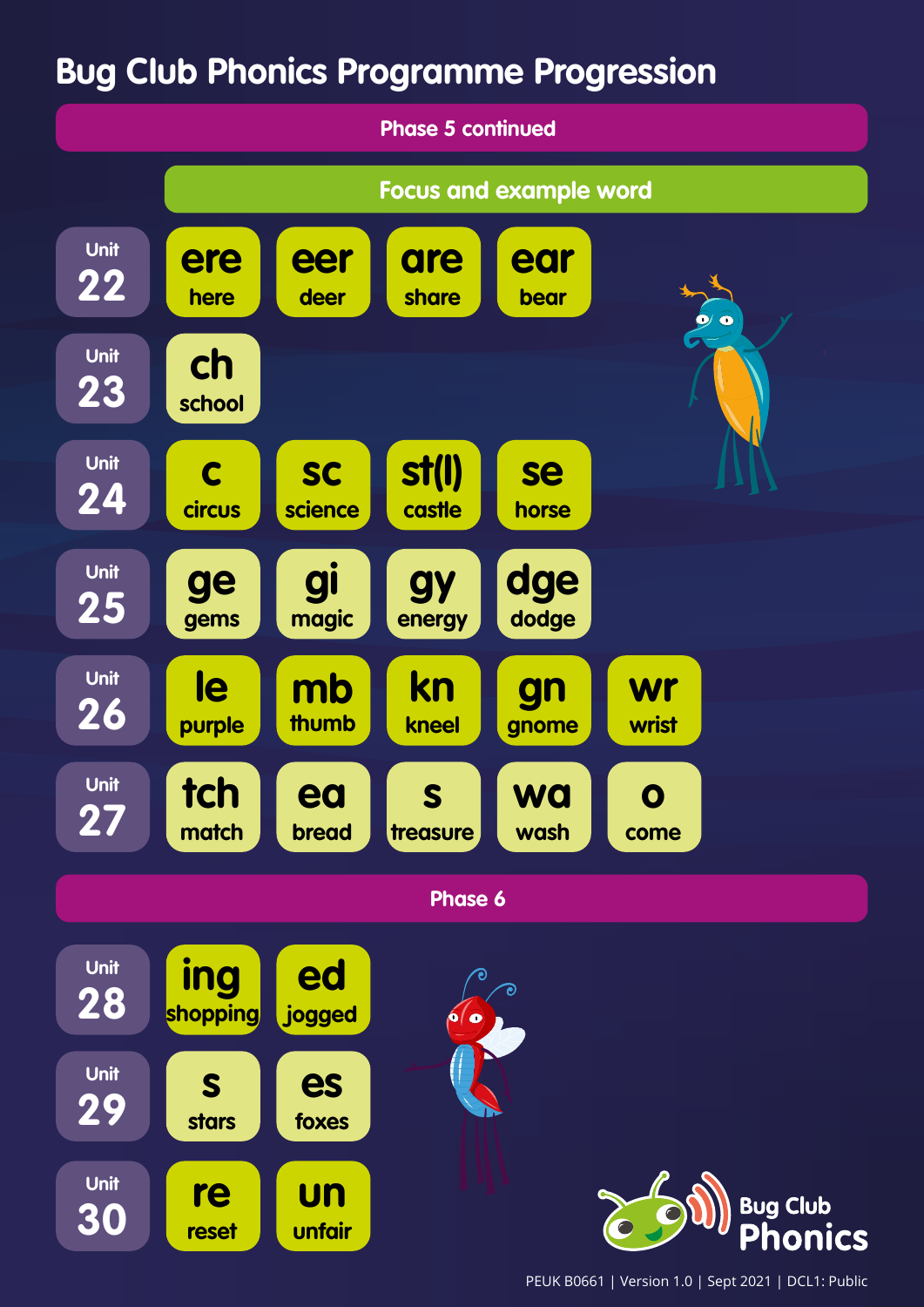# Bug Club Phonics Programme Progression

## Phase 5 continued

| Unit | Focus and example word | | | | |
|---|---|---|---|---|---|
| Unit 22 | ere here | eer deer | are share | ear bear | |
| Unit 23 | ch school | | | | |
| Unit 24 | c circus | sc science | st(l) castle | se horse | |
| Unit 25 | ge gems | gi magic | gy energy | dge dodge | |
| Unit 26 | le purple | mb thumb | kn kneel | gn gnome | wr wrist |
| Unit 27 | tch match | ea bread | s treasure | wa wash | o come |

## Phase 6

| Unit | Focus and example word | |
|---|---|---|
| Unit 28 | ing shopping | ed jogged |
| Unit 29 | s stars | es foxes |
| Unit 30 | re reset | un unfair |

Bug Club Phonics

PEUK B0661 | Version 1.0 | Sept 2021 | DCL1: Public